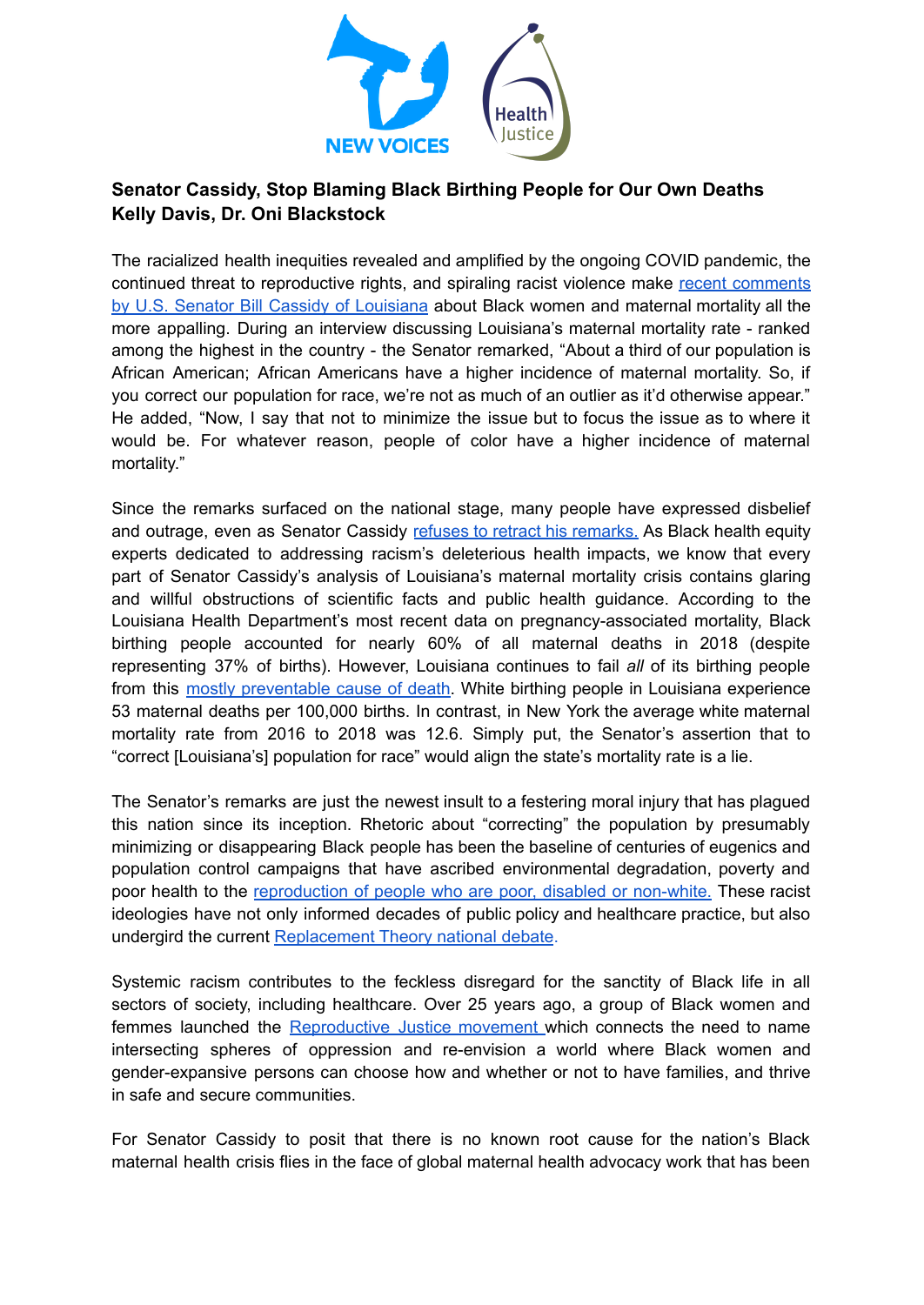NEW VOICES

Health Justice

**Senator Cassidy, Stop Blaming Black Birthing People for Our Own Deaths**
**Kelly Davis, Dr. Oni Blackstock**

The racialized health inequities revealed and amplified by the ongoing COVID pandemic, the continued threat to reproductive rights, and spiraling racist violence make recent comments by U.S. Senator Bill Cassidy of Louisiana about Black women and maternal mortality all the more appalling. During an interview discussing Louisiana's maternal mortality rate - ranked among the highest in the country - the Senator remarked, "About a third of our population is African American; African Americans have a higher incidence of maternal mortality. So, if you correct our population for race, we're not as much of an outlier as it'd otherwise appear." He added, "Now, I say that not to minimize the issue but to focus the issue as to where it would be. For whatever reason, people of color have a higher incidence of maternal mortality."

Since the remarks surfaced on the national stage, many people have expressed disbelief and outrage, even as Senator Cassidy refuses to retract his remarks. As Black health equity experts dedicated to addressing racism's deleterious health impacts, we know that every part of Senator Cassidy's analysis of Louisiana's maternal mortality crisis contains glaring and willful obstructions of scientific facts and public health guidance. According to the Louisiana Health Department's most recent data on pregnancy-associated mortality, Black birthing people accounted for nearly 60% of all maternal deaths in 2018 (despite representing 37% of births). However, Louisiana continues to fail *all* of its birthing people from this mostly preventable cause of death. White birthing people in Louisiana experience 53 maternal deaths per 100,000 births. In contrast, in New York the average white maternal mortality rate from 2016 to 2018 was 12.6. Simply put, the Senator's assertion that to "correct [Louisiana's] population for race" would align the state's mortality rate is a lie.

The Senator's remarks are just the newest insult to a festering moral injury that has plagued this nation since its inception. Rhetoric about "correcting" the population by presumably minimizing or disappearing Black people has been the baseline of centuries of eugenics and population control campaigns that have ascribed environmental degradation, poverty and poor health to the reproduction of people who are poor, disabled or non-white. These racist ideologies have not only informed decades of public policy and healthcare practice, but also undergird the current Replacement Theory national debate.

Systemic racism contributes to the feckless disregard for the sanctity of Black life in all sectors of society, including healthcare. Over 25 years ago, a group of Black women and femmes launched the Reproductive Justice movement which connects the need to name intersecting spheres of oppression and re-envision a world where Black women and gender-expansive persons can choose how and whether or not to have families, and thrive in safe and secure communities.

For Senator Cassidy to posit that there is no known root cause for the nation's Black maternal health crisis flies in the face of global maternal health advocacy work that has been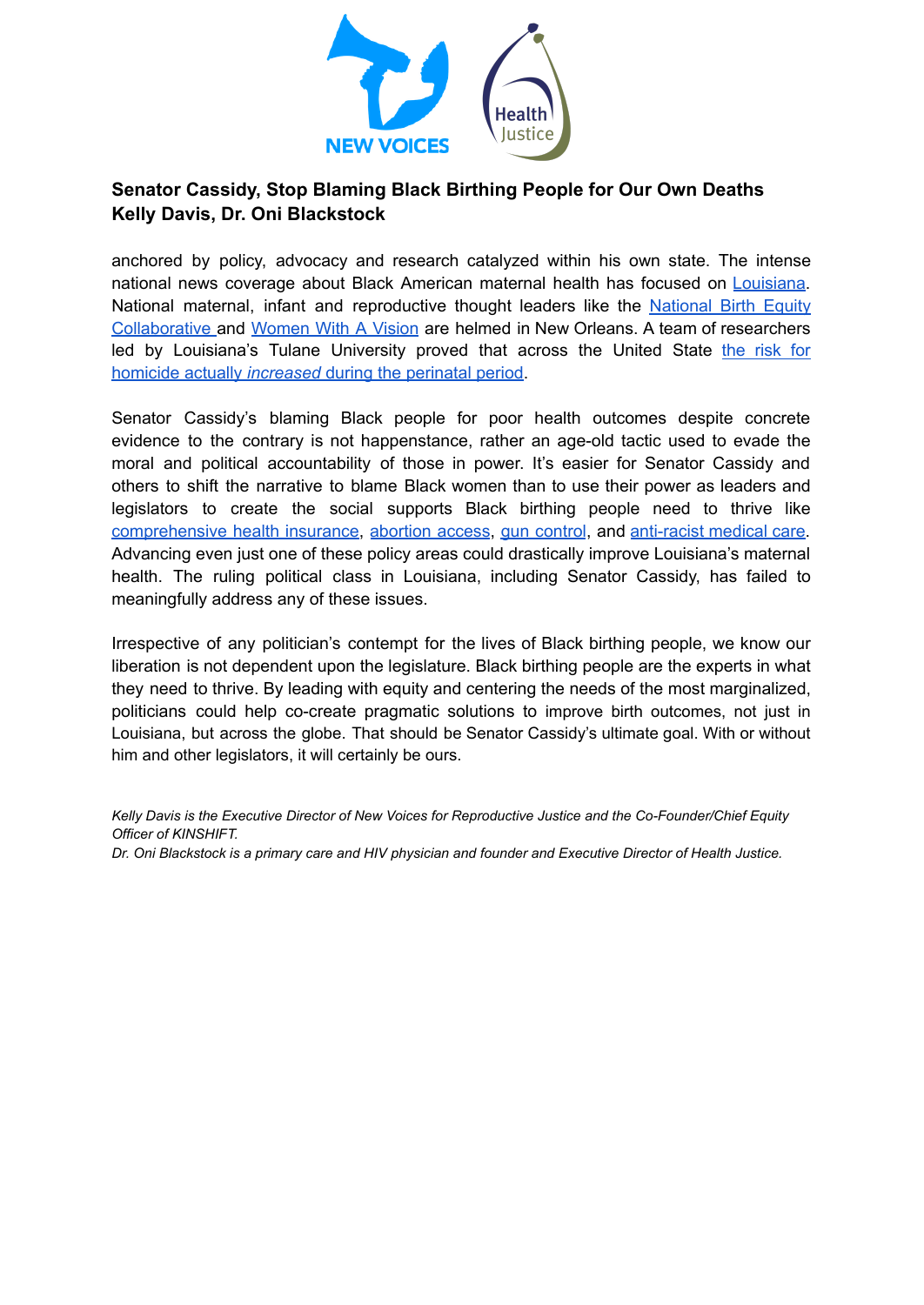**Senator Cassidy, Stop Blaming Black Birthing People for Our Own Deaths**
**Kelly Davis, Dr. Oni Blackstock**

anchored by policy, advocacy and research catalyzed within his own state. The intense national news coverage about Black American maternal health has focused on Louisiana. National maternal, infant and reproductive thought leaders like the National Birth Equity Collaborative and Women With A Vision are helmed in New Orleans. A team of researchers led by Louisiana's Tulane University proved that across the United State the risk for homicide actually *increased* during the perinatal period.

Senator Cassidy's blaming Black people for poor health outcomes despite concrete evidence to the contrary is not happenstance, rather an age-old tactic used to evade the moral and political accountability of those in power. It's easier for Senator Cassidy and others to shift the narrative to blame Black women than to use their power as leaders and legislators to create the social supports Black birthing people need to thrive like comprehensive health insurance, abortion access, gun control, and anti-racist medical care. Advancing even just one of these policy areas could drastically improve Louisiana's maternal health. The ruling political class in Louisiana, including Senator Cassidy, has failed to meaningfully address any of these issues.

Irrespective of any politician's contempt for the lives of Black birthing people, we know our liberation is not dependent upon the legislature. Black birthing people are the experts in what they need to thrive. By leading with equity and centering the needs of the most marginalized, politicians could help co-create pragmatic solutions to improve birth outcomes, not just in Louisiana, but across the globe. That should be Senator Cassidy's ultimate goal. With or without him and other legislators, it will certainly be ours.

*Kelly Davis is the Executive Director of New Voices for Reproductive Justice and the Co-Founder/Chief Equity Officer of KINSHIFT.*
*Dr. Oni Blackstock is a primary care and HIV physician and founder and Executive Director of Health Justice.*